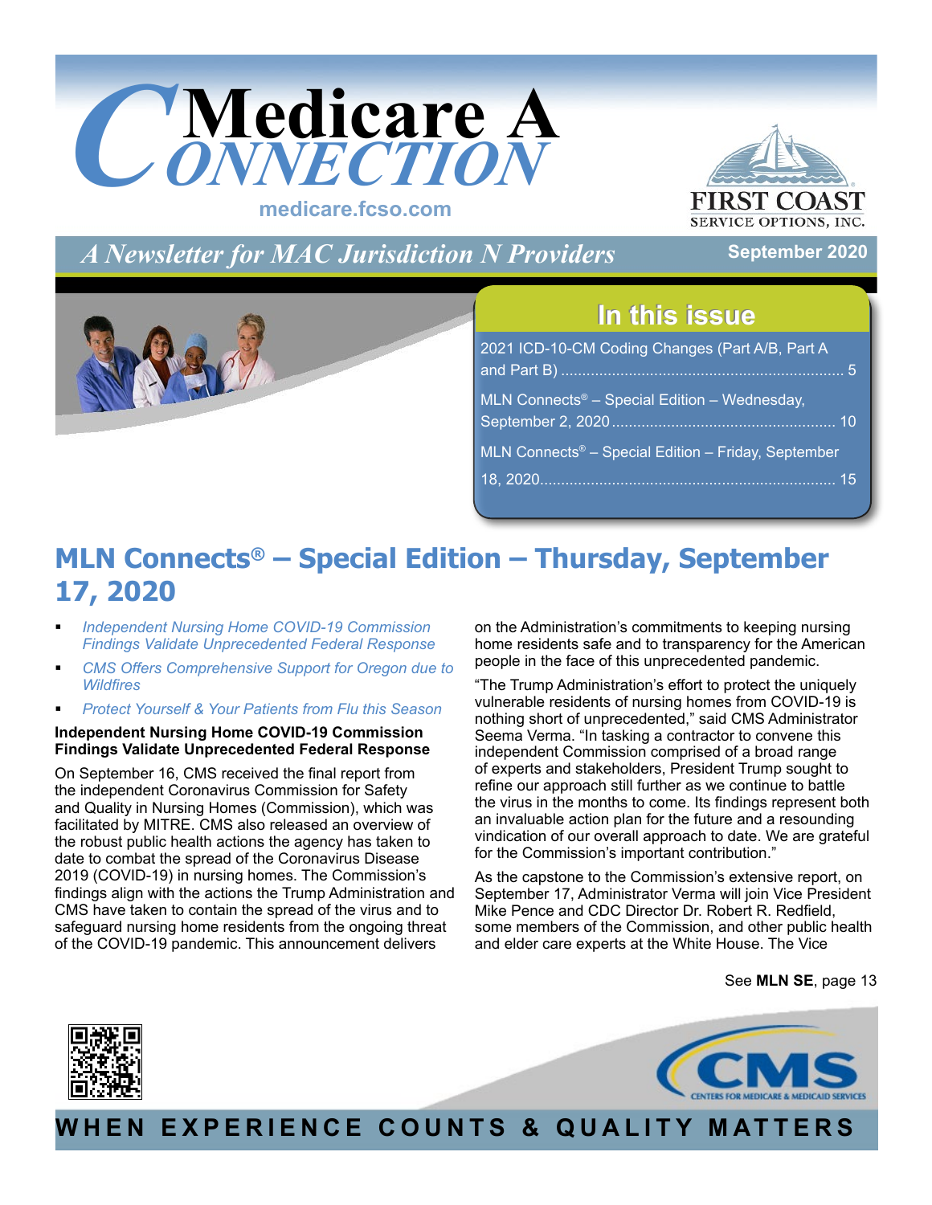# Medicare A Connection

medicare.fcso.com

FIRST COAST SERVICE OPTIONS, INC.

*A Newsletter for MAC Jurisdiction N Providers*

September 2020

## In this issue

2021 ICD-10-CM Coding Changes (Part A/B, Part A and Part B) .................................................................. 5

MLN Connects® – Special Edition – Wednesday, September 2, 2020 .................................................... 10

MLN Connects® – Special Edition – Friday, September 18, 2020..................................................................... 15

## MLN Connects® – Special Edition – Thursday, September 17, 2020

- *Independent Nursing Home COVID-19 Commission Findings Validate Unprecedented Federal Response*
- *CMS Offers Comprehensive Support for Oregon due to Wildfires*
- *Protect Yourself & Your Patients from Flu this Season*

### Independent Nursing Home COVID-19 Commission Findings Validate Unprecedented Federal Response

On September 16, CMS received the final report from the independent Coronavirus Commission for Safety and Quality in Nursing Homes (Commission), which was facilitated by MITRE. CMS also released an overview of the robust public health actions the agency has taken to date to combat the spread of the Coronavirus Disease 2019 (COVID-19) in nursing homes. The Commission's findings align with the actions the Trump Administration and CMS have taken to contain the spread of the virus and to safeguard nursing home residents from the ongoing threat of the COVID-19 pandemic. This announcement delivers on the Administration's commitments to keeping nursing home residents safe and to transparency for the American people in the face of this unprecedented pandemic.

"The Trump Administration's effort to protect the uniquely vulnerable residents of nursing homes from COVID-19 is nothing short of unprecedented," said CMS Administrator Seema Verma. "In tasking a contractor to convene this independent Commission comprised of a broad range of experts and stakeholders, President Trump sought to refine our approach still further as we continue to battle the virus in the months to come. Its findings represent both an invaluable action plan for the future and a resounding vindication of our overall approach to date. We are grateful for the Commission's important contribution."

As the capstone to the Commission's extensive report, on September 17, Administrator Verma will join Vice President Mike Pence and CDC Director Dr. Robert R. Redfield, some members of the Commission, and other public health and elder care experts at the White House. The Vice

See **MLN SE**, page 13

WHEN EXPERIENCE COUNTS & QUALITY MATTERS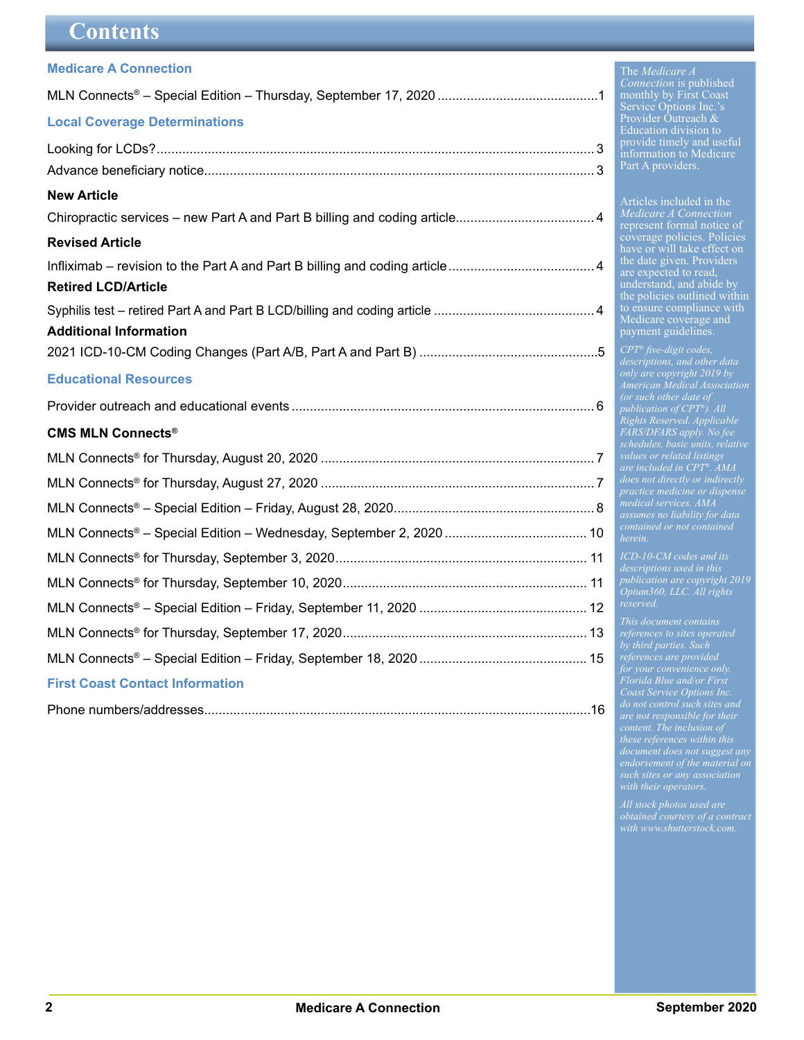# Contents

## Medicare A Connection

MLN Connects® – Special Edition – Thursday, September 17, 2020 ............................................1

## Local Coverage Determinations

Looking for LCDs? ........................................................................................................................3

Advance beneficiary notice ...........................................................................................................3

### New Article

Chiropractic services – new Part A and Part B billing and coding article ......................................4

### Revised Article

Infliximab – revision to the Part A and Part B billing and coding article ........................................4

### Retired LCD/Article

Syphilis test – retired Part A and Part B LCD/billing and coding article ........................................4

### Additional Information

2021 ICD-10-CM Coding Changes (Part A/B, Part A and Part B) .................................................5

## Educational Resources

Provider outreach and educational events ....................................................................................6

### CMS MLN Connects®

MLN Connects® for Thursday, August 20, 2020 ...........................................................................7

MLN Connects® for Thursday, August 27, 2020 ...........................................................................7

MLN Connects® – Special Edition – Friday, August 28, 2020.......................................................8

MLN Connects® – Special Edition – Wednesday, September 2, 2020 ....................................... 10

MLN Connects® for Thursday, September 3, 2020..................................................................... 11

MLN Connects® for Thursday, September 10, 2020................................................................... 11

MLN Connects® – Special Edition – Friday, September 11, 2020 .............................................. 12

MLN Connects® for Thursday, September 17, 2020................................................................... 13

MLN Connects® – Special Edition – Friday, September 18, 2020 .............................................. 15

## First Coast Contact Information

Phone numbers/addresses..........................................................................................................16

---

The *Medicare A Connection* is published monthly by First Coast Service Options Inc.'s Provider Outreach & Education division to provide timely and useful information to Medicare Part A providers.

Articles included in the *Medicare A Connection* represent formal notice of coverage policies. Policies have or will take effect on the date given. Providers are expected to read, understand, and abide by the policies outlined within to ensure compliance with Medicare coverage and payment guidelines.

*CPT® five-digit codes, descriptions, and other data only are copyright 2019 by American Medical Association (or such other date of publication of CPT®). All Rights Reserved. Applicable FARS/DFARS apply. No fee schedules, basic units, relative values or related listings are included in CPT®. AMA does not directly or indirectly practice medicine or dispense medical services. AMA assumes no liability for data contained or not contained herein.*

*ICD-10-CM codes and its descriptions used in this publication are copyright 2019 Optum360, LLC. All rights reserved.*

*This document contains references to sites operated by third parties. Such references are provided for your convenience only. Florida Blue and/or First Coast Service Options Inc. do not control such sites and are not responsible for their content. The inclusion of these references within this document does not suggest any endorsement of the material on such sites or any association with their operators.*

*All stock photos used are obtained courtesy of a contract with www.shutterstock.com.*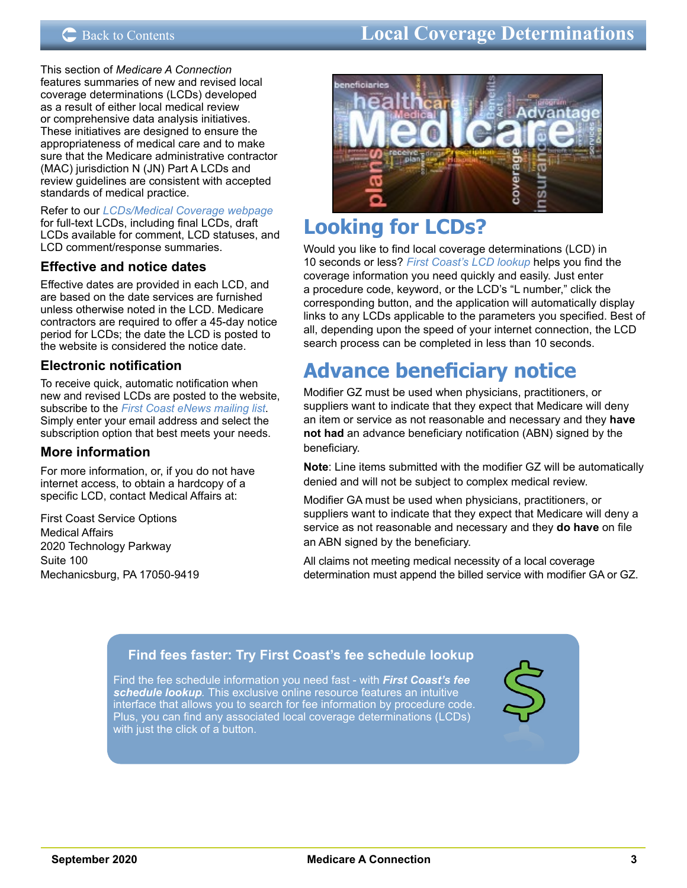# Local Coverage Determinations

This section of *Medicare A Connection* features summaries of new and revised local coverage determinations (LCDs) developed as a result of either local medical review or comprehensive data analysis initiatives. These initiatives are designed to ensure the appropriateness of medical care and to make sure that the Medicare administrative contractor (MAC) jurisdiction N (JN) Part A LCDs and review guidelines are consistent with accepted standards of medical practice.

Refer to our *LCDs/Medical Coverage webpage* for full-text LCDs, including final LCDs, draft LCDs available for comment, LCD statuses, and LCD comment/response summaries.

### Effective and notice dates

Effective dates are provided in each LCD, and are based on the date services are furnished unless otherwise noted in the LCD. Medicare contractors are required to offer a 45-day notice period for LCDs; the date the LCD is posted to the website is considered the notice date.

### Electronic notification

To receive quick, automatic notification when new and revised LCDs are posted to the website, subscribe to the *First Coast eNews mailing list*. Simply enter your email address and select the subscription option that best meets your needs.

### More information

For more information, or, if you do not have internet access, to obtain a hardcopy of a specific LCD, contact Medical Affairs at:

First Coast Service Options
Medical Affairs
2020 Technology Parkway
Suite 100
Mechanicsburg, PA 17050-9419

## Looking for LCDs?

Would you like to find local coverage determinations (LCD) in 10 seconds or less? *First Coast's LCD lookup* helps you find the coverage information you need quickly and easily. Just enter a procedure code, keyword, or the LCD's "L number," click the corresponding button, and the application will automatically display links to any LCDs applicable to the parameters you specified. Best of all, depending upon the speed of your internet connection, the LCD search process can be completed in less than 10 seconds.

## Advance beneficiary notice

Modifier GZ must be used when physicians, practitioners, or suppliers want to indicate that they expect that Medicare will deny an item or service as not reasonable and necessary and they **have not had** an advance beneficiary notification (ABN) signed by the beneficiary.

**Note**: Line items submitted with the modifier GZ will be automatically denied and will not be subject to complex medical review.

Modifier GA must be used when physicians, practitioners, or suppliers want to indicate that they expect that Medicare will deny a service as not reasonable and necessary and they **do have** on file an ABN signed by the beneficiary.

All claims not meeting medical necessity of a local coverage determination must append the billed service with modifier GA or GZ.

### Find fees faster: Try First Coast's fee schedule lookup

Find the fee schedule information you need fast - with ***First Coast's fee schedule lookup***. This exclusive online resource features an intuitive interface that allows you to search for fee information by procedure code. Plus, you can find any associated local coverage determinations (LCDs) with just the click of a button.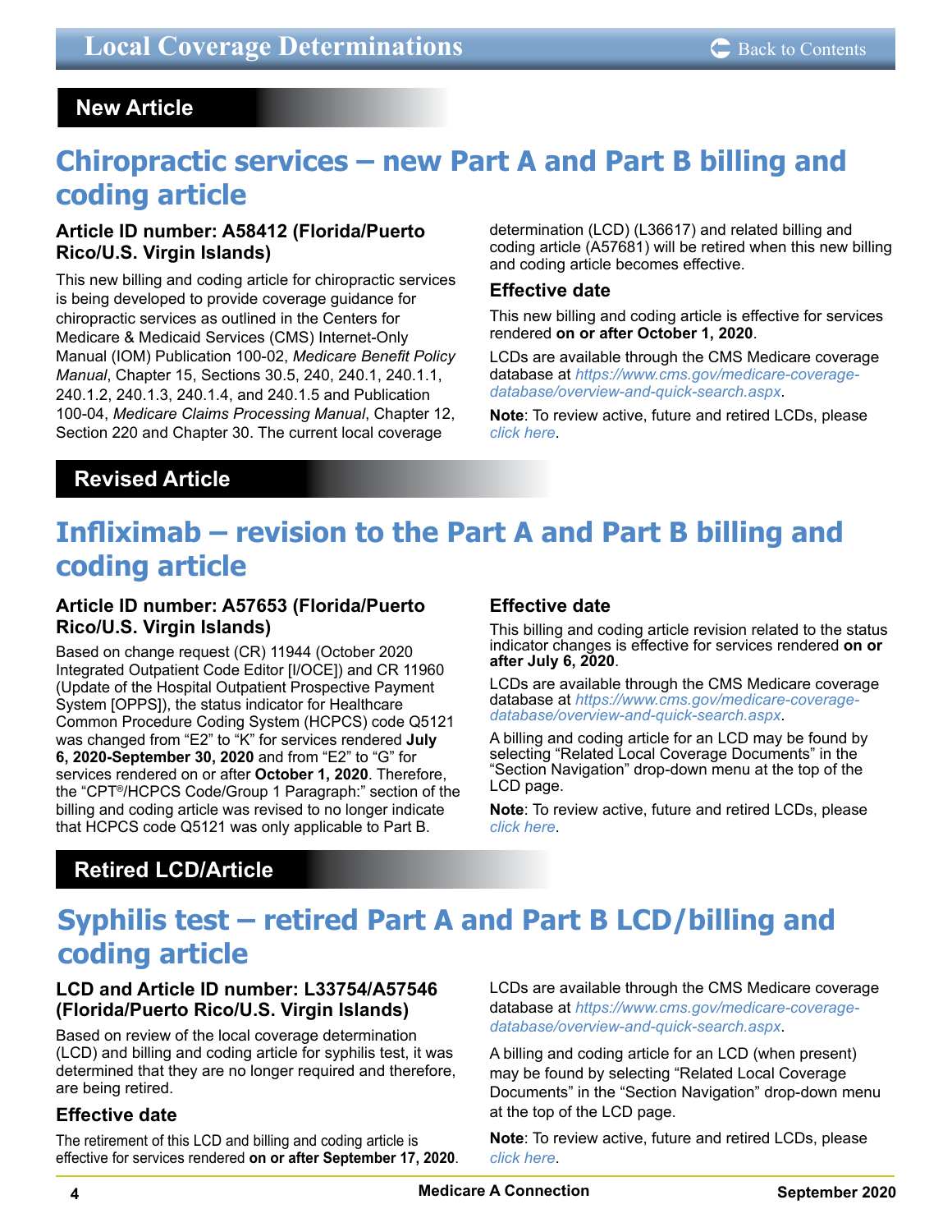## New Article

# Chiropractic services – new Part A and Part B billing and coding article

### Article ID number: A58412 (Florida/Puerto Rico/U.S. Virgin Islands)

This new billing and coding article for chiropractic services is being developed to provide coverage guidance for chiropractic services as outlined in the Centers for Medicare & Medicaid Services (CMS) Internet-Only Manual (IOM) Publication 100-02, *Medicare Benefit Policy Manual*, Chapter 15, Sections 30.5, 240, 240.1, 240.1.1, 240.1.2, 240.1.3, 240.1.4, and 240.1.5 and Publication 100-04, *Medicare Claims Processing Manual*, Chapter 12, Section 220 and Chapter 30. The current local coverage determination (LCD) (L36617) and related billing and coding article (A57681) will be retired when this new billing and coding article becomes effective.

### Effective date

This new billing and coding article is effective for services rendered **on or after October 1, 2020**.

LCDs are available through the CMS Medicare coverage database at *https://www.cms.gov/medicare-coverage-database/overview-and-quick-search.aspx*.

**Note**: To review active, future and retired LCDs, please *click here*.

## Revised Article

# Infliximab – revision to the Part A and Part B billing and coding article

### Article ID number: A57653 (Florida/Puerto Rico/U.S. Virgin Islands)

Based on change request (CR) 11944 (October 2020 Integrated Outpatient Code Editor [I/OCE]) and CR 11960 (Update of the Hospital Outpatient Prospective Payment System [OPPS]), the status indicator for Healthcare Common Procedure Coding System (HCPCS) code Q5121 was changed from "E2" to "K" for services rendered **July 6, 2020-September 30, 2020** and from "E2" to "G" for services rendered on or after **October 1, 2020**. Therefore, the "CPT®/HCPCS Code/Group 1 Paragraph:" section of the billing and coding article was revised to no longer indicate that HCPCS code Q5121 was only applicable to Part B.

### Effective date

This billing and coding article revision related to the status indicator changes is effective for services rendered **on or after July 6, 2020**.

LCDs are available through the CMS Medicare coverage database at *https://www.cms.gov/medicare-coverage-database/overview-and-quick-search.aspx*.

A billing and coding article for an LCD may be found by selecting "Related Local Coverage Documents" in the "Section Navigation" drop-down menu at the top of the LCD page.

**Note**: To review active, future and retired LCDs, please *click here*.

## Retired LCD/Article

# Syphilis test – retired Part A and Part B LCD/billing and coding article

### LCD and Article ID number: L33754/A57546 (Florida/Puerto Rico/U.S. Virgin Islands)

Based on review of the local coverage determination (LCD) and billing and coding article for syphilis test, it was determined that they are no longer required and therefore, are being retired.

### Effective date

The retirement of this LCD and billing and coding article is effective for services rendered **on or after September 17, 2020**.

LCDs are available through the CMS Medicare coverage database at *https://www.cms.gov/medicare-coverage-database/overview-and-quick-search.aspx*.

A billing and coding article for an LCD (when present) may be found by selecting "Related Local Coverage Documents" in the "Section Navigation" drop-down menu at the top of the LCD page.

**Note**: To review active, future and retired LCDs, please *click here*.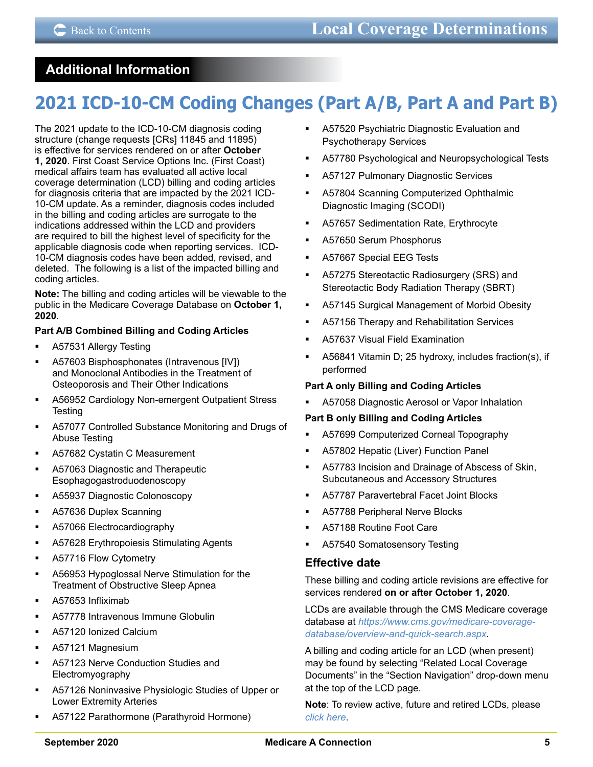## Additional Information

# 2021 ICD-10-CM Coding Changes (Part A/B, Part A and Part B)

The 2021 update to the ICD-10-CM diagnosis coding structure (change requests [CRs] 11845 and 11895) is effective for services rendered on or after **October 1, 2020**. First Coast Service Options Inc. (First Coast) medical affairs team has evaluated all active local coverage determination (LCD) billing and coding articles for diagnosis criteria that are impacted by the 2021 ICD-10-CM update. As a reminder, diagnosis codes included in the billing and coding articles are surrogate to the indications addressed within the LCD and providers are required to bill the highest level of specificity for the applicable diagnosis code when reporting services. ICD-10-CM diagnosis codes have been added, revised, and deleted. The following is a list of the impacted billing and coding articles.

**Note:** The billing and coding articles will be viewable to the public in the Medicare Coverage Database on **October 1, 2020**.

**Part A/B Combined Billing and Coding Articles**

- A57531 Allergy Testing
- A57603 Bisphosphonates (Intravenous [IV]) and Monoclonal Antibodies in the Treatment of Osteoporosis and Their Other Indications
- A56952 Cardiology Non-emergent Outpatient Stress Testing
- A57077 Controlled Substance Monitoring and Drugs of Abuse Testing
- A57682 Cystatin C Measurement
- A57063 Diagnostic and Therapeutic Esophagogastroduodenoscopy
- A55937 Diagnostic Colonoscopy
- A57636 Duplex Scanning
- A57066 Electrocardiography
- A57628 Erythropoiesis Stimulating Agents
- A57716 Flow Cytometry
- A56953 Hypoglossal Nerve Stimulation for the Treatment of Obstructive Sleep Apnea
- A57653 Infliximab
- A57778 Intravenous Immune Globulin
- A57120 Ionized Calcium
- A57121 Magnesium
- A57123 Nerve Conduction Studies and Electromyography
- A57126 Noninvasive Physiologic Studies of Upper or Lower Extremity Arteries
- A57122 Parathormone (Parathyroid Hormone)
- A57520 Psychiatric Diagnostic Evaluation and Psychotherapy Services
- A57780 Psychological and Neuropsychological Tests
- A57127 Pulmonary Diagnostic Services
- A57804 Scanning Computerized Ophthalmic Diagnostic Imaging (SCODI)
- A57657 Sedimentation Rate, Erythrocyte
- A57650 Serum Phosphorus
- A57667 Special EEG Tests
- A57275 Stereotactic Radiosurgery (SRS) and Stereotactic Body Radiation Therapy (SBRT)
- A57145 Surgical Management of Morbid Obesity
- A57156 Therapy and Rehabilitation Services
- A57637 Visual Field Examination
- A56841 Vitamin D; 25 hydroxy, includes fraction(s), if performed

**Part A only Billing and Coding Articles**

- A57058 Diagnostic Aerosol or Vapor Inhalation

**Part B only Billing and Coding Articles**

- A57699 Computerized Corneal Topography
- A57802 Hepatic (Liver) Function Panel
- A57783 Incision and Drainage of Abscess of Skin, Subcutaneous and Accessory Structures
- A57787 Paravertebral Facet Joint Blocks
- A57788 Peripheral Nerve Blocks
- A57188 Routine Foot Care
- A57540 Somatosensory Testing

### Effective date

These billing and coding article revisions are effective for services rendered **on or after October 1, 2020**.

LCDs are available through the CMS Medicare coverage database at *https://www.cms.gov/medicare-coverage-database/overview-and-quick-search.aspx*.

A billing and coding article for an LCD (when present) may be found by selecting "Related Local Coverage Documents" in the "Section Navigation" drop-down menu at the top of the LCD page.

**Note**: To review active, future and retired LCDs, please *click here*.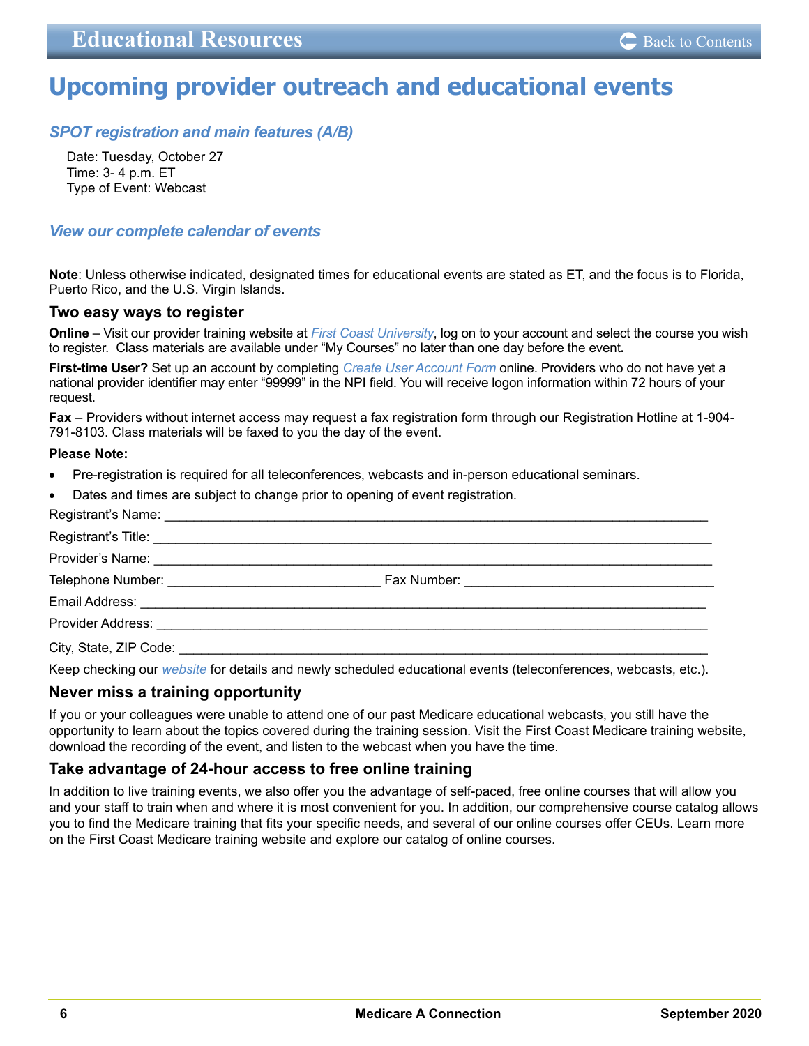## Upcoming provider outreach and educational events

### *SPOT registration and main features (A/B)*

Date: Tuesday, October 27
Time: 3- 4 p.m. ET
Type of Event: Webcast

### *View our complete calendar of events*

**Note**: Unless otherwise indicated, designated times for educational events are stated as ET, and the focus is to Florida, Puerto Rico, and the U.S. Virgin Islands.

### Two easy ways to register

**Online** – Visit our provider training website at *First Coast University*, log on to your account and select the course you wish to register. Class materials are available under "My Courses" no later than one day before the event**.**

**First-time User?** Set up an account by completing *Create User Account Form* online. Providers who do not have yet a national provider identifier may enter "99999" in the NPI field. You will receive logon information within 72 hours of your request.

**Fax** – Providers without internet access may request a fax registration form through our Registration Hotline at 1-904-791-8103. Class materials will be faxed to you the day of the event.

**Please Note:**

- Pre-registration is required for all teleconferences, webcasts and in-person educational seminars.
- Dates and times are subject to change prior to opening of event registration.

Registrant's Name: ____________________________________________

Registrant's Title: ____________________________________________

Provider's Name: ____________________________________________

Telephone Number: ______________________ Fax Number: ______________________

Email Address: ____________________________________________

Provider Address: ____________________________________________

City, State, ZIP Code: ____________________________________________

Keep checking our *website* for details and newly scheduled educational events (teleconferences, webcasts, etc.).

### Never miss a training opportunity

If you or your colleagues were unable to attend one of our past Medicare educational webcasts, you still have the opportunity to learn about the topics covered during the training session. Visit the First Coast Medicare training website, download the recording of the event, and listen to the webcast when you have the time.

### Take advantage of 24-hour access to free online training

In addition to live training events, we also offer you the advantage of self-paced, free online courses that will allow you and your staff to train when and where it is most convenient for you. In addition, our comprehensive course catalog allows you to find the Medicare training that fits your specific needs, and several of our online courses offer CEUs. Learn more on the First Coast Medicare training website and explore our catalog of online courses.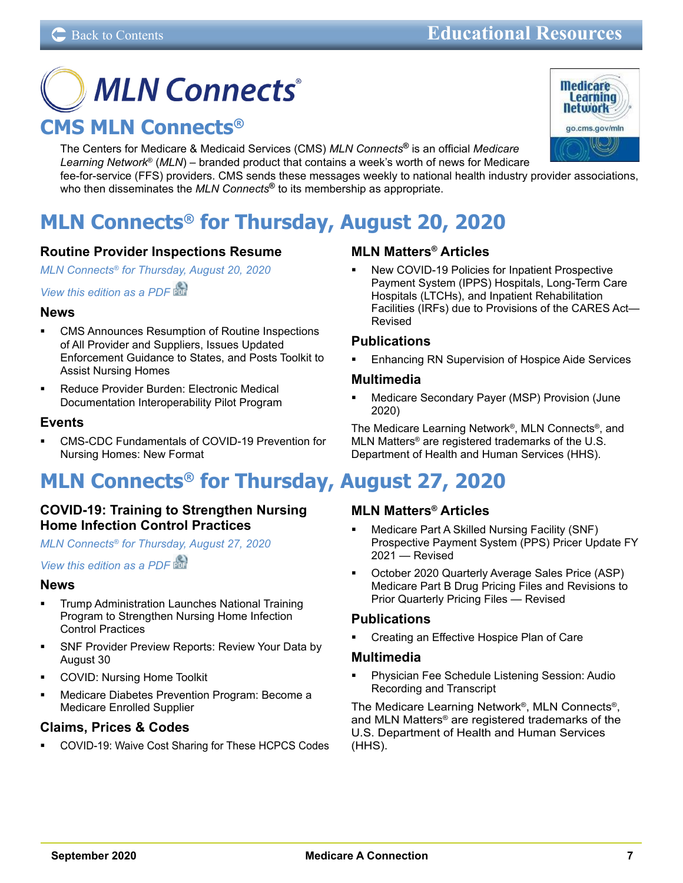# MLN Connects®

## CMS MLN Connects®

The Centers for Medicare & Medicaid Services (CMS) *MLN Connects®* is an official *Medicare Learning Network®* (*MLN*) – branded product that contains a week's worth of news for Medicare fee-for-service (FFS) providers. CMS sends these messages weekly to national health industry provider associations, who then disseminates the *MLN Connects®* to its membership as appropriate.

## MLN Connects® for Thursday, August 20, 2020

### Routine Provider Inspections Resume

*MLN Connects® for Thursday, August 20, 2020*

*View this edition as a PDF*

### News

- CMS Announces Resumption of Routine Inspections of All Provider and Suppliers, Issues Updated Enforcement Guidance to States, and Posts Toolkit to Assist Nursing Homes
- Reduce Provider Burden: Electronic Medical Documentation Interoperability Pilot Program

### Events

- CMS-CDC Fundamentals of COVID-19 Prevention for Nursing Homes: New Format

### MLN Matters® Articles

- New COVID-19 Policies for Inpatient Prospective Payment System (IPPS) Hospitals, Long-Term Care Hospitals (LTCHs), and Inpatient Rehabilitation Facilities (IRFs) due to Provisions of the CARES Act—Revised

### Publications

- Enhancing RN Supervision of Hospice Aide Services

### Multimedia

- Medicare Secondary Payer (MSP) Provision (June 2020)

The Medicare Learning Network®, MLN Connects®, and MLN Matters® are registered trademarks of the U.S. Department of Health and Human Services (HHS).

## MLN Connects® for Thursday, August 27, 2020

### COVID-19: Training to Strengthen Nursing Home Infection Control Practices

*MLN Connects® for Thursday, August 27, 2020*

*View this edition as a PDF*

### News

- Trump Administration Launches National Training Program to Strengthen Nursing Home Infection Control Practices
- SNF Provider Preview Reports: Review Your Data by August 30
- COVID: Nursing Home Toolkit
- Medicare Diabetes Prevention Program: Become a Medicare Enrolled Supplier

### Claims, Prices & Codes

- COVID-19: Waive Cost Sharing for These HCPCS Codes

### MLN Matters® Articles

- Medicare Part A Skilled Nursing Facility (SNF) Prospective Payment System (PPS) Pricer Update FY 2021 — Revised
- October 2020 Quarterly Average Sales Price (ASP) Medicare Part B Drug Pricing Files and Revisions to Prior Quarterly Pricing Files — Revised

### Publications

- Creating an Effective Hospice Plan of Care

### Multimedia

- Physician Fee Schedule Listening Session: Audio Recording and Transcript

The Medicare Learning Network®, MLN Connects®, and MLN Matters® are registered trademarks of the U.S. Department of Health and Human Services (HHS).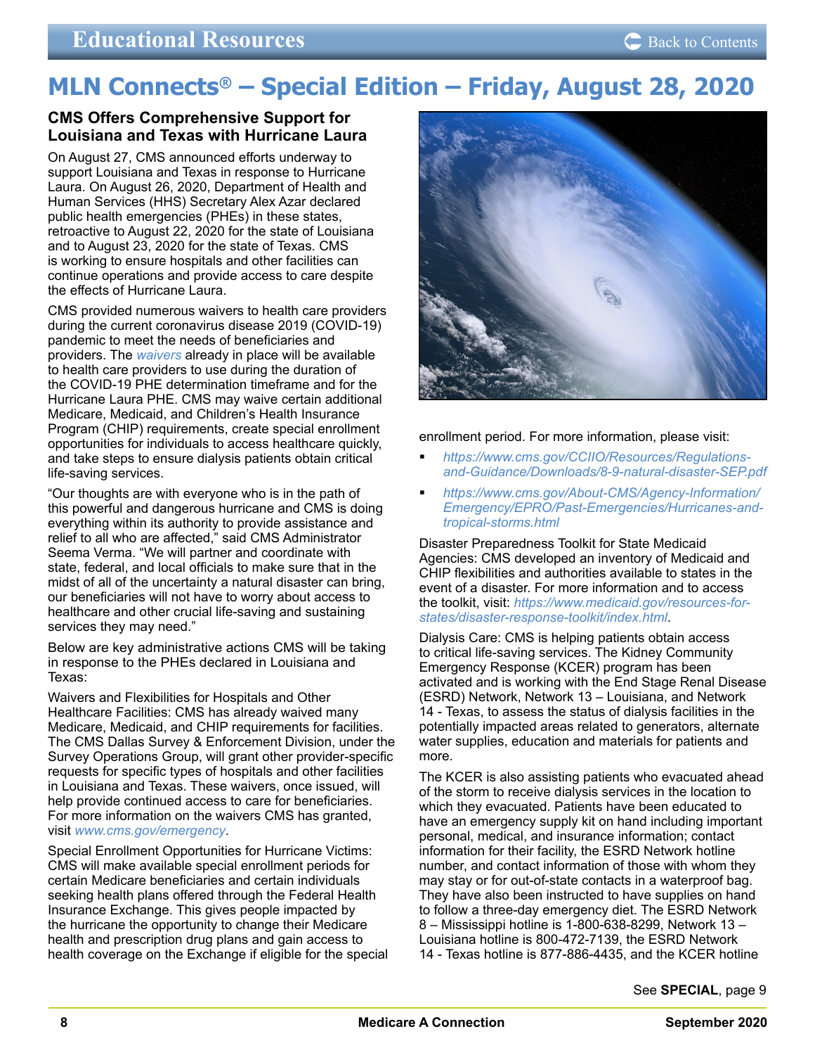# MLN Connects® – Special Edition – Friday, August 28, 2020

### CMS Offers Comprehensive Support for Louisiana and Texas with Hurricane Laura

On August 27, CMS announced efforts underway to support Louisiana and Texas in response to Hurricane Laura. On August 26, 2020, Department of Health and Human Services (HHS) Secretary Alex Azar declared public health emergencies (PHEs) in these states, retroactive to August 22, 2020 for the state of Louisiana and to August 23, 2020 for the state of Texas. CMS is working to ensure hospitals and other facilities can continue operations and provide access to care despite the effects of Hurricane Laura.

CMS provided numerous waivers to health care providers during the current coronavirus disease 2019 (COVID-19) pandemic to meet the needs of beneficiaries and providers. The *waivers* already in place will be available to health care providers to use during the duration of the COVID-19 PHE determination timeframe and for the Hurricane Laura PHE. CMS may waive certain additional Medicare, Medicaid, and Children's Health Insurance Program (CHIP) requirements, create special enrollment opportunities for individuals to access healthcare quickly, and take steps to ensure dialysis patients obtain critical life-saving services.

"Our thoughts are with everyone who is in the path of this powerful and dangerous hurricane and CMS is doing everything within its authority to provide assistance and relief to all who are affected," said CMS Administrator Seema Verma. "We will partner and coordinate with state, federal, and local officials to make sure that in the midst of all of the uncertainty a natural disaster can bring, our beneficiaries will not have to worry about access to healthcare and other crucial life-saving and sustaining services they may need."

Below are key administrative actions CMS will be taking in response to the PHEs declared in Louisiana and Texas:

Waivers and Flexibilities for Hospitals and Other Healthcare Facilities: CMS has already waived many Medicare, Medicaid, and CHIP requirements for facilities. The CMS Dallas Survey & Enforcement Division, under the Survey Operations Group, will grant other provider-specific requests for specific types of hospitals and other facilities in Louisiana and Texas. These waivers, once issued, will help provide continued access to care for beneficiaries. For more information on the waivers CMS has granted, visit *www.cms.gov/emergency*.

Special Enrollment Opportunities for Hurricane Victims: CMS will make available special enrollment periods for certain Medicare beneficiaries and certain individuals seeking health plans offered through the Federal Health Insurance Exchange. This gives people impacted by the hurricane the opportunity to change their Medicare health and prescription drug plans and gain access to health coverage on the Exchange if eligible for the special enrollment period. For more information, please visit:

- *https://www.cms.gov/CCIIO/Resources/Regulations-and-Guidance/Downloads/8-9-natural-disaster-SEP.pdf*
- *https://www.cms.gov/About-CMS/Agency-Information/Emergency/EPRO/Past-Emergencies/Hurricanes-and-tropical-storms.html*

Disaster Preparedness Toolkit for State Medicaid Agencies: CMS developed an inventory of Medicaid and CHIP flexibilities and authorities available to states in the event of a disaster. For more information and to access the toolkit, visit: *https://www.medicaid.gov/resources-for-states/disaster-response-toolkit/index.html*.

Dialysis Care: CMS is helping patients obtain access to critical life-saving services. The Kidney Community Emergency Response (KCER) program has been activated and is working with the End Stage Renal Disease (ESRD) Network, Network 13 – Louisiana, and Network 14 - Texas, to assess the status of dialysis facilities in the potentially impacted areas related to generators, alternate water supplies, education and materials for patients and more.

The KCER is also assisting patients who evacuated ahead of the storm to receive dialysis services in the location to which they evacuated. Patients have been educated to have an emergency supply kit on hand including important personal, medical, and insurance information; contact information for their facility, the ESRD Network hotline number, and contact information of those with whom they may stay or for out-of-state contacts in a waterproof bag. They have also been instructed to have supplies on hand to follow a three-day emergency diet. The ESRD Network 8 – Mississippi hotline is 1-800-638-8299, Network 13 – Louisiana hotline is 800-472-7139, the ESRD Network 14 - Texas hotline is 877-886-4435, and the KCER hotline

See **SPECIAL**, page 9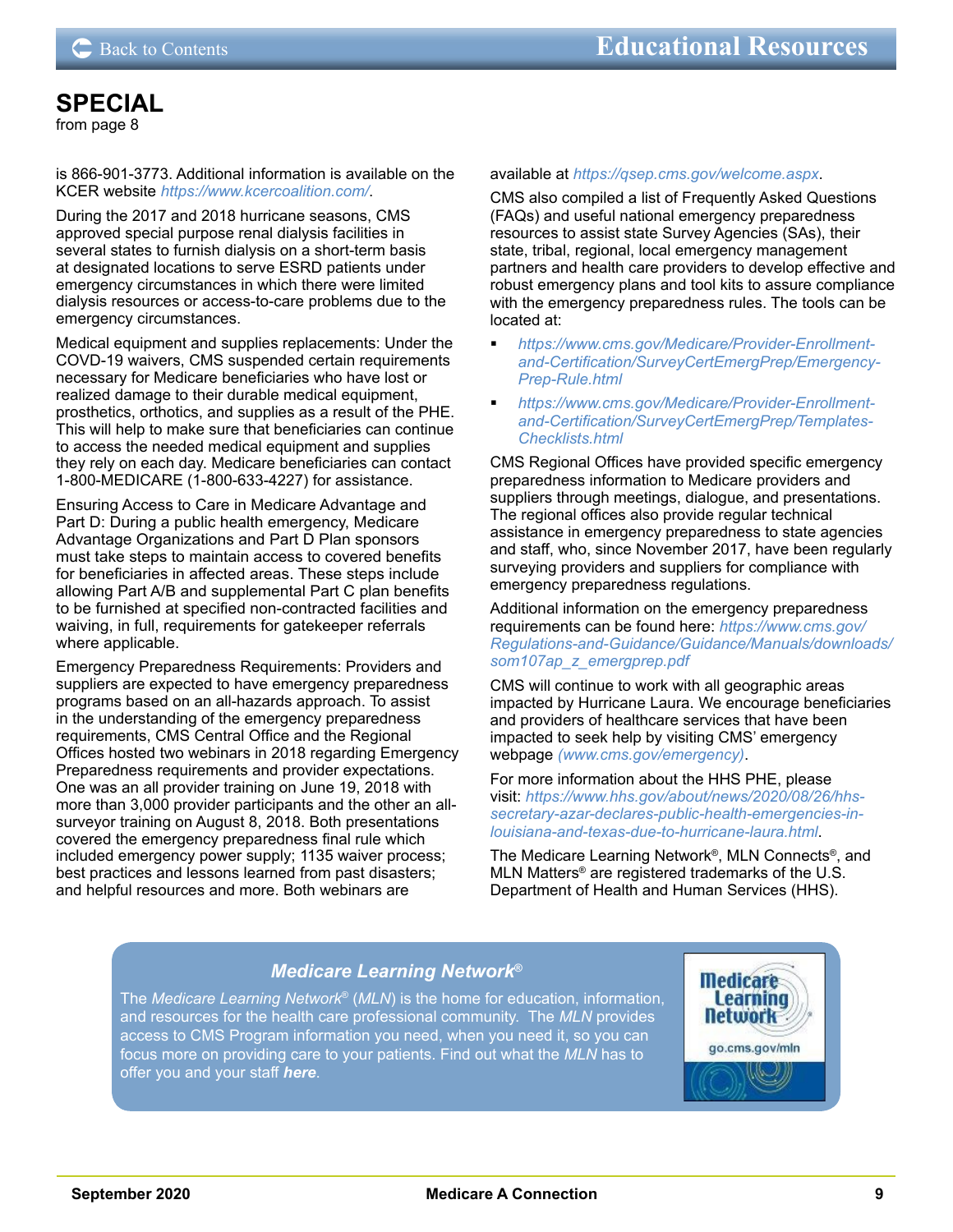## SPECIAL

from page 8

is 866-901-3773. Additional information is available on the KCER website *https://www.kcercoalition.com/*.

During the 2017 and 2018 hurricane seasons, CMS approved special purpose renal dialysis facilities in several states to furnish dialysis on a short-term basis at designated locations to serve ESRD patients under emergency circumstances in which there were limited dialysis resources or access-to-care problems due to the emergency circumstances.

Medical equipment and supplies replacements: Under the COVID-19 waivers, CMS suspended certain requirements necessary for Medicare beneficiaries who have lost or realized damage to their durable medical equipment, prosthetics, orthotics, and supplies as a result of the PHE. This will help to make sure that beneficiaries can continue to access the needed medical equipment and supplies they rely on each day. Medicare beneficiaries can contact 1-800-MEDICARE (1-800-633-4227) for assistance.

Ensuring Access to Care in Medicare Advantage and Part D: During a public health emergency, Medicare Advantage Organizations and Part D Plan sponsors must take steps to maintain access to covered benefits for beneficiaries in affected areas. These steps include allowing Part A/B and supplemental Part C plan benefits to be furnished at specified non-contracted facilities and waiving, in full, requirements for gatekeeper referrals where applicable.

Emergency Preparedness Requirements: Providers and suppliers are expected to have emergency preparedness programs based on an all-hazards approach. To assist in the understanding of the emergency preparedness requirements, CMS Central Office and the Regional Offices hosted two webinars in 2018 regarding Emergency Preparedness requirements and provider expectations. One was an all provider training on June 19, 2018 with more than 3,000 provider participants and the other an all-surveyor training on August 8, 2018. Both presentations covered the emergency preparedness final rule which included emergency power supply; 1135 waiver process; best practices and lessons learned from past disasters; and helpful resources and more. Both webinars are available at *https://qsep.cms.gov/welcome.aspx*.

CMS also compiled a list of Frequently Asked Questions (FAQs) and useful national emergency preparedness resources to assist state Survey Agencies (SAs), their state, tribal, regional, local emergency management partners and health care providers to develop effective and robust emergency plans and tool kits to assure compliance with the emergency preparedness rules. The tools can be located at:

- *https://www.cms.gov/Medicare/Provider-Enrollment-and-Certification/SurveyCertEmergPrep/Emergency-Prep-Rule.html*
- *https://www.cms.gov/Medicare/Provider-Enrollment-and-Certification/SurveyCertEmergPrep/Templates-Checklists.html*

CMS Regional Offices have provided specific emergency preparedness information to Medicare providers and suppliers through meetings, dialogue, and presentations. The regional offices also provide regular technical assistance in emergency preparedness to state agencies and staff, who, since November 2017, have been regularly surveying providers and suppliers for compliance with emergency preparedness regulations.

Additional information on the emergency preparedness requirements can be found here: *https://www.cms.gov/Regulations-and-Guidance/Guidance/Manuals/downloads/som107ap_z_emergprep.pdf*

CMS will continue to work with all geographic areas impacted by Hurricane Laura. We encourage beneficiaries and providers of healthcare services that have been impacted to seek help by visiting CMS' emergency webpage *(www.cms.gov/emergency)*.

For more information about the HHS PHE, please visit: *https://www.hhs.gov/about/news/2020/08/26/hhs-secretary-azar-declares-public-health-emergencies-in-louisiana-and-texas-due-to-hurricane-laura.html*.

The Medicare Learning Network®, MLN Connects®, and MLN Matters® are registered trademarks of the U.S. Department of Health and Human Services (HHS).

### *Medicare Learning Network®*

The *Medicare Learning Network®* (*MLN*) is the home for education, information, and resources for the health care professional community. The *MLN* provides access to CMS Program information you need, when you need it, so you can focus more on providing care to your patients. Find out what the *MLN* has to offer you and your staff ***here***.

Medicare Learning Network

go.cms.gov/mln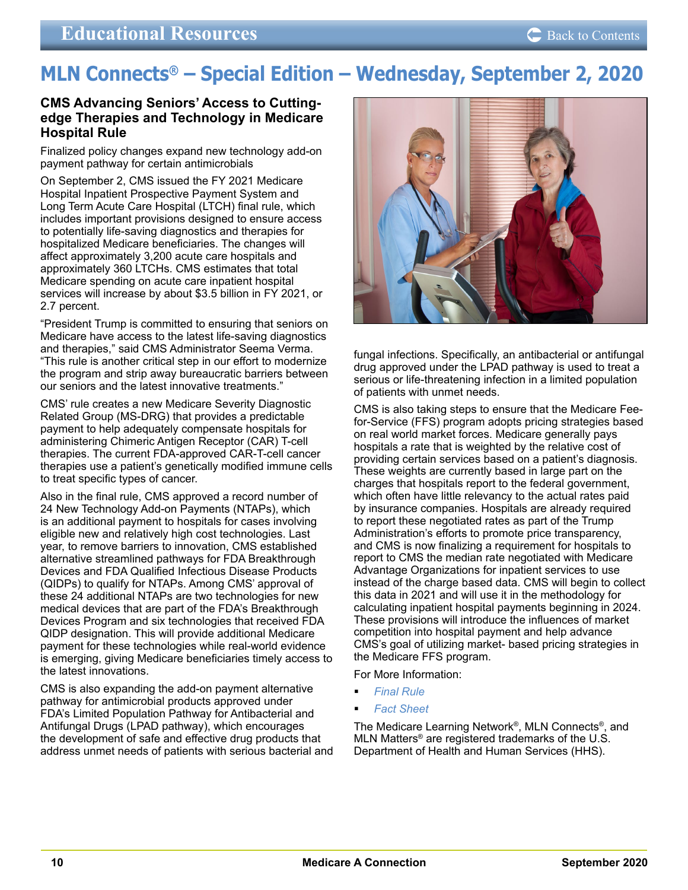# Educational Resources

## MLN Connects® – Special Edition – Wednesday, September 2, 2020

### CMS Advancing Seniors' Access to Cutting-edge Therapies and Technology in Medicare Hospital Rule

Finalized policy changes expand new technology add-on payment pathway for certain antimicrobials

On September 2, CMS issued the FY 2021 Medicare Hospital Inpatient Prospective Payment System and Long Term Acute Care Hospital (LTCH) final rule, which includes important provisions designed to ensure access to potentially life-saving diagnostics and therapies for hospitalized Medicare beneficiaries. The changes will affect approximately 3,200 acute care hospitals and approximately 360 LTCHs. CMS estimates that total Medicare spending on acute care inpatient hospital services will increase by about $3.5 billion in FY 2021, or 2.7 percent.

"President Trump is committed to ensuring that seniors on Medicare have access to the latest life-saving diagnostics and therapies," said CMS Administrator Seema Verma. "This rule is another critical step in our effort to modernize the program and strip away bureaucratic barriers between our seniors and the latest innovative treatments."

CMS' rule creates a new Medicare Severity Diagnostic Related Group (MS-DRG) that provides a predictable payment to help adequately compensate hospitals for administering Chimeric Antigen Receptor (CAR) T-cell therapies. The current FDA-approved CAR-T-cell cancer therapies use a patient's genetically modified immune cells to treat specific types of cancer.

Also in the final rule, CMS approved a record number of 24 New Technology Add-on Payments (NTAPs), which is an additional payment to hospitals for cases involving eligible new and relatively high cost technologies. Last year, to remove barriers to innovation, CMS established alternative streamlined pathways for FDA Breakthrough Devices and FDA Qualified Infectious Disease Products (QIDPs) to qualify for NTAPs. Among CMS' approval of these 24 additional NTAPs are two technologies for new medical devices that are part of the FDA's Breakthrough Devices Program and six technologies that received FDA QIDP designation. This will provide additional Medicare payment for these technologies while real-world evidence is emerging, giving Medicare beneficiaries timely access to the latest innovations.

CMS is also expanding the add-on payment alternative pathway for antimicrobial products approved under FDA's Limited Population Pathway for Antibacterial and Antifungal Drugs (LPAD pathway), which encourages the development of safe and effective drug products that address unmet needs of patients with serious bacterial and fungal infections. Specifically, an antibacterial or antifungal drug approved under the LPAD pathway is used to treat a serious or life-threatening infection in a limited population of patients with unmet needs.

CMS is also taking steps to ensure that the Medicare Fee-for-Service (FFS) program adopts pricing strategies based on real world market forces. Medicare generally pays hospitals a rate that is weighted by the relative cost of providing certain services based on a patient's diagnosis. These weights are currently based in large part on the charges that hospitals report to the federal government, which often have little relevancy to the actual rates paid by insurance companies. Hospitals are already required to report these negotiated rates as part of the Trump Administration's efforts to promote price transparency, and CMS is now finalizing a requirement for hospitals to report to CMS the median rate negotiated with Medicare Advantage Organizations for inpatient services to use instead of the charge based data. CMS will begin to collect this data in 2021 and will use it in the methodology for calculating inpatient hospital payments beginning in 2024. These provisions will introduce the influences of market competition into hospital payment and help advance CMS's goal of utilizing market- based pricing strategies in the Medicare FFS program.

For More Information:

- *Final Rule*
- *Fact Sheet*

The Medicare Learning Network®, MLN Connects®, and MLN Matters® are registered trademarks of the U.S. Department of Health and Human Services (HHS).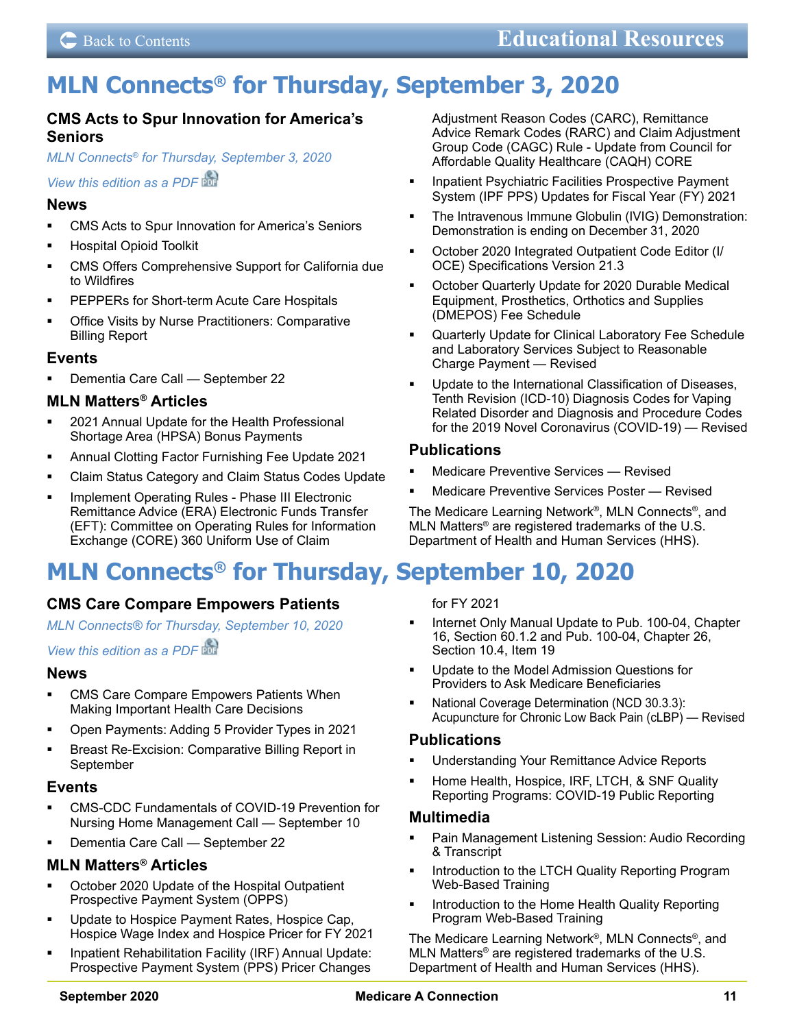# MLN Connects® for Thursday, September 3, 2020

### CMS Acts to Spur Innovation for America's Seniors

*MLN Connects® for Thursday, September 3, 2020*

*View this edition as a PDF*

### News

- CMS Acts to Spur Innovation for America's Seniors
- Hospital Opioid Toolkit
- CMS Offers Comprehensive Support for California due to Wildfires
- PEPPERs for Short-term Acute Care Hospitals
- Office Visits by Nurse Practitioners: Comparative Billing Report

### Events

- Dementia Care Call — September 22

### MLN Matters® Articles

- 2021 Annual Update for the Health Professional Shortage Area (HPSA) Bonus Payments
- Annual Clotting Factor Furnishing Fee Update 2021
- Claim Status Category and Claim Status Codes Update
- Implement Operating Rules - Phase III Electronic Remittance Advice (ERA) Electronic Funds Transfer (EFT): Committee on Operating Rules for Information Exchange (CORE) 360 Uniform Use of Claim Adjustment Reason Codes (CARC), Remittance Advice Remark Codes (RARC) and Claim Adjustment Group Code (CAGC) Rule - Update from Council for Affordable Quality Healthcare (CAQH) CORE
- Inpatient Psychiatric Facilities Prospective Payment System (IPF PPS) Updates for Fiscal Year (FY) 2021
- The Intravenous Immune Globulin (IVIG) Demonstration: Demonstration is ending on December 31, 2020
- October 2020 Integrated Outpatient Code Editor (I/OCE) Specifications Version 21.3
- October Quarterly Update for 2020 Durable Medical Equipment, Prosthetics, Orthotics and Supplies (DMEPOS) Fee Schedule
- Quarterly Update for Clinical Laboratory Fee Schedule and Laboratory Services Subject to Reasonable Charge Payment — Revised
- Update to the International Classification of Diseases, Tenth Revision (ICD-10) Diagnosis Codes for Vaping Related Disorder and Diagnosis and Procedure Codes for the 2019 Novel Coronavirus (COVID-19) — Revised

### Publications

- Medicare Preventive Services — Revised
- Medicare Preventive Services Poster — Revised

The Medicare Learning Network®, MLN Connects®, and MLN Matters® are registered trademarks of the U.S. Department of Health and Human Services (HHS).

# MLN Connects® for Thursday, September 10, 2020

### CMS Care Compare Empowers Patients

*MLN Connects® for Thursday, September 10, 2020*

*View this edition as a PDF*

### News

- CMS Care Compare Empowers Patients When Making Important Health Care Decisions
- Open Payments: Adding 5 Provider Types in 2021
- Breast Re-Excision: Comparative Billing Report in September

### Events

- CMS-CDC Fundamentals of COVID-19 Prevention for Nursing Home Management Call — September 10
- Dementia Care Call — September 22

### MLN Matters® Articles

- October 2020 Update of the Hospital Outpatient Prospective Payment System (OPPS)
- Update to Hospice Payment Rates, Hospice Cap, Hospice Wage Index and Hospice Pricer for FY 2021
- Inpatient Rehabilitation Facility (IRF) Annual Update: Prospective Payment System (PPS) Pricer Changes for FY 2021
- Internet Only Manual Update to Pub. 100-04, Chapter 16, Section 60.1.2 and Pub. 100-04, Chapter 26, Section 10.4, Item 19
- Update to the Model Admission Questions for Providers to Ask Medicare Beneficiaries
- National Coverage Determination (NCD 30.3.3): Acupuncture for Chronic Low Back Pain (cLBP) — Revised

### Publications

- Understanding Your Remittance Advice Reports
- Home Health, Hospice, IRF, LTCH, & SNF Quality Reporting Programs: COVID-19 Public Reporting

### Multimedia

- Pain Management Listening Session: Audio Recording & Transcript
- Introduction to the LTCH Quality Reporting Program Web-Based Training
- Introduction to the Home Health Quality Reporting Program Web-Based Training

The Medicare Learning Network®, MLN Connects®, and MLN Matters® are registered trademarks of the U.S. Department of Health and Human Services (HHS).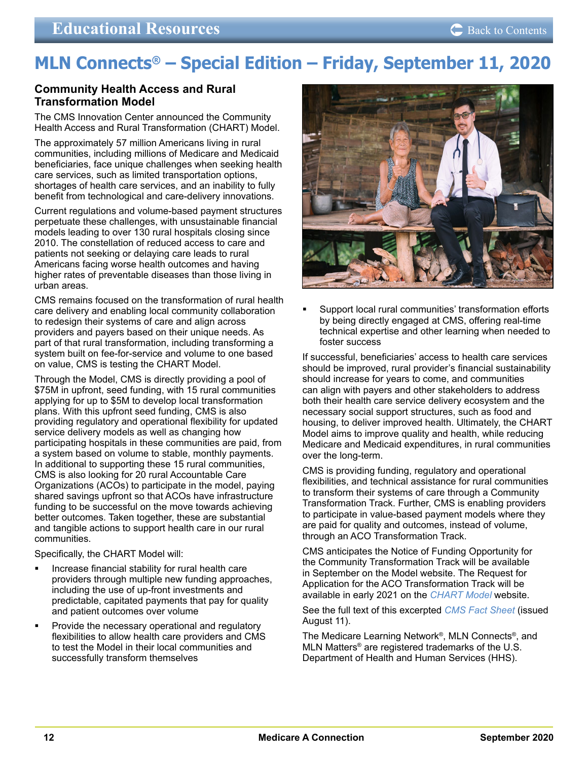# MLN Connects® – Special Edition – Friday, September 11, 2020

## Community Health Access and Rural Transformation Model

The CMS Innovation Center announced the Community Health Access and Rural Transformation (CHART) Model.

The approximately 57 million Americans living in rural communities, including millions of Medicare and Medicaid beneficiaries, face unique challenges when seeking health care services, such as limited transportation options, shortages of health care services, and an inability to fully benefit from technological and care-delivery innovations.

Current regulations and volume-based payment structures perpetuate these challenges, with unsustainable financial models leading to over 130 rural hospitals closing since 2010. The constellation of reduced access to care and patients not seeking or delaying care leads to rural Americans facing worse health outcomes and having higher rates of preventable diseases than those living in urban areas.

CMS remains focused on the transformation of rural health care delivery and enabling local community collaboration to redesign their systems of care and align across providers and payers based on their unique needs. As part of that rural transformation, including transforming a system built on fee-for-service and volume to one based on value, CMS is testing the CHART Model.

Through the Model, CMS is directly providing a pool of $75M in upfront, seed funding, with 15 rural communities applying for up to $5M to develop local transformation plans. With this upfront seed funding, CMS is also providing regulatory and operational flexibility for updated service delivery models as well as changing how participating hospitals in these communities are paid, from a system based on volume to stable, monthly payments. In additional to supporting these 15 rural communities, CMS is also looking for 20 rural Accountable Care Organizations (ACOs) to participate in the model, paying shared savings upfront so that ACOs have infrastructure funding to be successful on the move towards achieving better outcomes. Taken together, these are substantial and tangible actions to support health care in our rural communities.

Specifically, the CHART Model will:

- Increase financial stability for rural health care providers through multiple new funding approaches, including the use of up-front investments and predictable, capitated payments that pay for quality and patient outcomes over volume
- Provide the necessary operational and regulatory flexibilities to allow health care providers and CMS to test the Model in their local communities and successfully transform themselves
- Support local rural communities' transformation efforts by being directly engaged at CMS, offering real-time technical expertise and other learning when needed to foster success

If successful, beneficiaries' access to health care services should be improved, rural provider's financial sustainability should increase for years to come, and communities can align with payers and other stakeholders to address both their health care service delivery ecosystem and the necessary social support structures, such as food and housing, to deliver improved health. Ultimately, the CHART Model aims to improve quality and health, while reducing Medicare and Medicaid expenditures, in rural communities over the long-term.

CMS is providing funding, regulatory and operational flexibilities, and technical assistance for rural communities to transform their systems of care through a Community Transformation Track. Further, CMS is enabling providers to participate in value-based payment models where they are paid for quality and outcomes, instead of volume, through an ACO Transformation Track.

CMS anticipates the Notice of Funding Opportunity for the Community Transformation Track will be available in September on the Model website. The Request for Application for the ACO Transformation Track will be available in early 2021 on the *CHART Model* website.

See the full text of this excerpted *CMS Fact Sheet* (issued August 11).

The Medicare Learning Network®, MLN Connects®, and MLN Matters® are registered trademarks of the U.S. Department of Health and Human Services (HHS).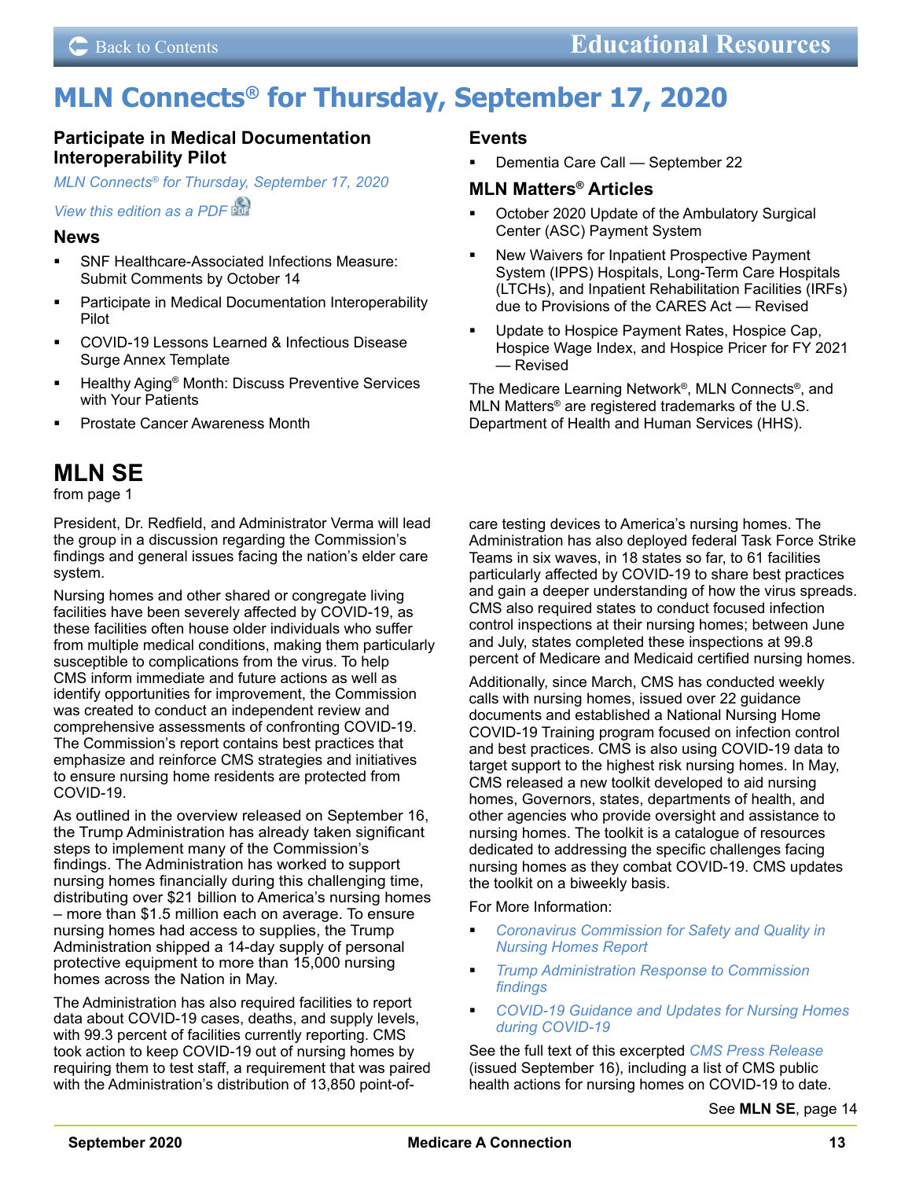# MLN Connects® for Thursday, September 17, 2020

### Participate in Medical Documentation Interoperability Pilot

*MLN Connects® for Thursday, September 17, 2020*

*View this edition as a PDF*

### News

- SNF Healthcare-Associated Infections Measure: Submit Comments by October 14
- Participate in Medical Documentation Interoperability Pilot
- COVID-19 Lessons Learned & Infectious Disease Surge Annex Template
- Healthy Aging® Month: Discuss Preventive Services with Your Patients
- Prostate Cancer Awareness Month

### Events

- Dementia Care Call — September 22

### MLN Matters® Articles

- October 2020 Update of the Ambulatory Surgical Center (ASC) Payment System
- New Waivers for Inpatient Prospective Payment System (IPPS) Hospitals, Long-Term Care Hospitals (LTCHs), and Inpatient Rehabilitation Facilities (IRFs) due to Provisions of the CARES Act — Revised
- Update to Hospice Payment Rates, Hospice Cap, Hospice Wage Index, and Hospice Pricer for FY 2021 — Revised

The Medicare Learning Network®, MLN Connects®, and MLN Matters® are registered trademarks of the U.S. Department of Health and Human Services (HHS).

## MLN SE

from page 1

President, Dr. Redfield, and Administrator Verma will lead the group in a discussion regarding the Commission's findings and general issues facing the nation's elder care system.

Nursing homes and other shared or congregate living facilities have been severely affected by COVID-19, as these facilities often house older individuals who suffer from multiple medical conditions, making them particularly susceptible to complications from the virus. To help CMS inform immediate and future actions as well as identify opportunities for improvement, the Commission was created to conduct an independent review and comprehensive assessments of confronting COVID-19. The Commission's report contains best practices that emphasize and reinforce CMS strategies and initiatives to ensure nursing home residents are protected from COVID-19.

As outlined in the overview released on September 16, the Trump Administration has already taken significant steps to implement many of the Commission's findings. The Administration has worked to support nursing homes financially during this challenging time, distributing over $21 billion to America's nursing homes – more than $1.5 million each on average. To ensure nursing homes had access to supplies, the Trump Administration shipped a 14-day supply of personal protective equipment to more than 15,000 nursing homes across the Nation in May.

The Administration has also required facilities to report data about COVID-19 cases, deaths, and supply levels, with 99.3 percent of facilities currently reporting. CMS took action to keep COVID-19 out of nursing homes by requiring them to test staff, a requirement that was paired with the Administration's distribution of 13,850 point-of-care testing devices to America's nursing homes. The Administration has also deployed federal Task Force Strike Teams in six waves, in 18 states so far, to 61 facilities particularly affected by COVID-19 to share best practices and gain a deeper understanding of how the virus spreads. CMS also required states to conduct focused infection control inspections at their nursing homes; between June and July, states completed these inspections at 99.8 percent of Medicare and Medicaid certified nursing homes.

Additionally, since March, CMS has conducted weekly calls with nursing homes, issued over 22 guidance documents and established a National Nursing Home COVID-19 Training program focused on infection control and best practices. CMS is also using COVID-19 data to target support to the highest risk nursing homes. In May, CMS released a new toolkit developed to aid nursing homes, Governors, states, departments of health, and other agencies who provide oversight and assistance to nursing homes. The toolkit is a catalogue of resources dedicated to addressing the specific challenges facing nursing homes as they combat COVID-19. CMS updates the toolkit on a biweekly basis.

For More Information:

- *Coronavirus Commission for Safety and Quality in Nursing Homes Report*
- *Trump Administration Response to Commission findings*
- *COVID-19 Guidance and Updates for Nursing Homes during COVID-19*

See the full text of this excerpted *CMS Press Release* (issued September 16), including a list of CMS public health actions for nursing homes on COVID-19 to date.

See **MLN SE**, page 14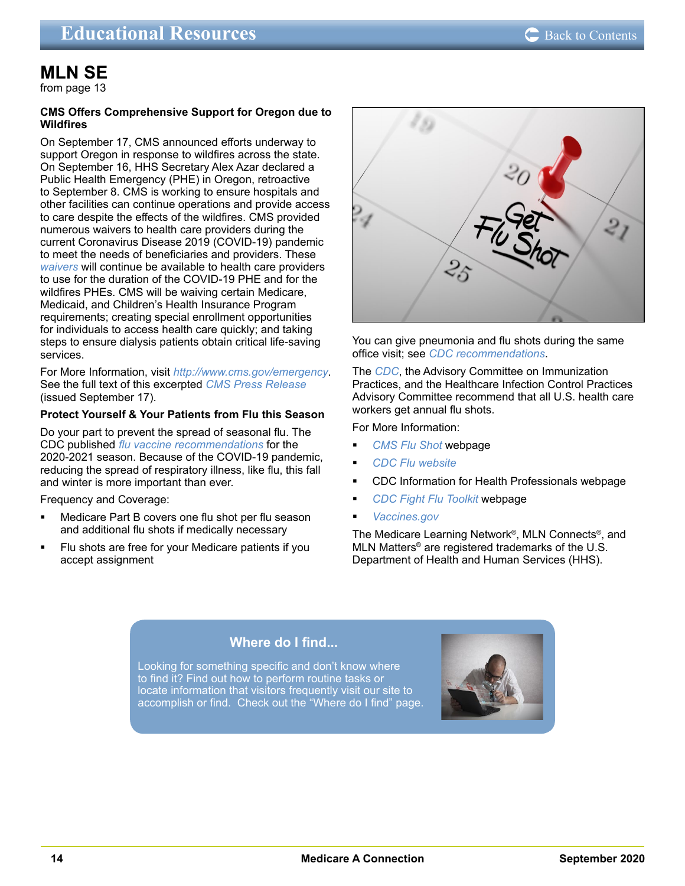## Educational Resources

# MLN SE

from page 13

### CMS Offers Comprehensive Support for Oregon due to Wildfires

On September 17, CMS announced efforts underway to support Oregon in response to wildfires across the state. On September 16, HHS Secretary Alex Azar declared a Public Health Emergency (PHE) in Oregon, retroactive to September 8. CMS is working to ensure hospitals and other facilities can continue operations and provide access to care despite the effects of the wildfires. CMS provided numerous waivers to health care providers during the current Coronavirus Disease 2019 (COVID-19) pandemic to meet the needs of beneficiaries and providers. These *waivers* will continue be available to health care providers to use for the duration of the COVID-19 PHE and for the wildfires PHEs. CMS will be waiving certain Medicare, Medicaid, and Children's Health Insurance Program requirements; creating special enrollment opportunities for individuals to access health care quickly; and taking steps to ensure dialysis patients obtain critical life-saving services.

For More Information, visit *http://www.cms.gov/emergency*. See the full text of this excerpted *CMS Press Release* (issued September 17).

### Protect Yourself & Your Patients from Flu this Season

Do your part to prevent the spread of seasonal flu. The CDC published *flu vaccine recommendations* for the 2020-2021 season. Because of the COVID-19 pandemic, reducing the spread of respiratory illness, like flu, this fall and winter is more important than ever.

Frequency and Coverage:

- Medicare Part B covers one flu shot per flu season and additional flu shots if medically necessary
- Flu shots are free for your Medicare patients if you accept assignment

You can give pneumonia and flu shots during the same office visit; see *CDC recommendations*.

The *CDC*, the Advisory Committee on Immunization Practices, and the Healthcare Infection Control Practices Advisory Committee recommend that all U.S. health care workers get annual flu shots.

For More Information:

- *CMS Flu Shot* webpage
- *CDC Flu website*
- CDC Information for Health Professionals webpage
- *CDC Fight Flu Toolkit* webpage
- *Vaccines.gov*

The Medicare Learning Network®, MLN Connects®, and MLN Matters® are registered trademarks of the U.S. Department of Health and Human Services (HHS).

### Where do I find...

Looking for something specific and don't know where to find it? Find out how to perform routine tasks or locate information that visitors frequently visit our site to accomplish or find. Check out the "Where do I find" page.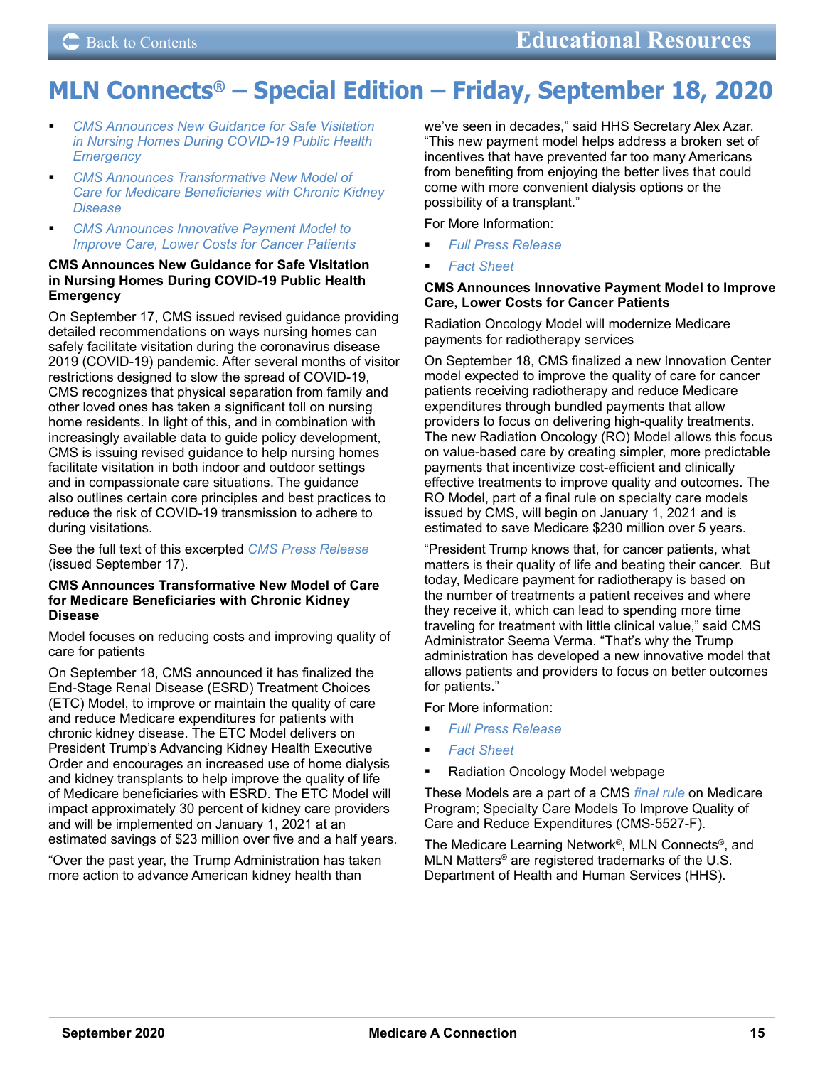# MLN Connects® – Special Edition – Friday, September 18, 2020

- *CMS Announces New Guidance for Safe Visitation in Nursing Homes During COVID-19 Public Health Emergency*
- *CMS Announces Transformative New Model of Care for Medicare Beneficiaries with Chronic Kidney Disease*
- *CMS Announces Innovative Payment Model to Improve Care, Lower Costs for Cancer Patients*

### CMS Announces New Guidance for Safe Visitation in Nursing Homes During COVID-19 Public Health Emergency

On September 17, CMS issued revised guidance providing detailed recommendations on ways nursing homes can safely facilitate visitation during the coronavirus disease 2019 (COVID-19) pandemic. After several months of visitor restrictions designed to slow the spread of COVID-19, CMS recognizes that physical separation from family and other loved ones has taken a significant toll on nursing home residents. In light of this, and in combination with increasingly available data to guide policy development, CMS is issuing revised guidance to help nursing homes facilitate visitation in both indoor and outdoor settings and in compassionate care situations. The guidance also outlines certain core principles and best practices to reduce the risk of COVID-19 transmission to adhere to during visitations.

See the full text of this excerpted *CMS Press Release* (issued September 17).

### CMS Announces Transformative New Model of Care for Medicare Beneficiaries with Chronic Kidney Disease

Model focuses on reducing costs and improving quality of care for patients

On September 18, CMS announced it has finalized the End-Stage Renal Disease (ESRD) Treatment Choices (ETC) Model, to improve or maintain the quality of care and reduce Medicare expenditures for patients with chronic kidney disease. The ETC Model delivers on President Trump's Advancing Kidney Health Executive Order and encourages an increased use of home dialysis and kidney transplants to help improve the quality of life of Medicare beneficiaries with ESRD. The ETC Model will impact approximately 30 percent of kidney care providers and will be implemented on January 1, 2021 at an estimated savings of $23 million over five and a half years.

"Over the past year, the Trump Administration has taken more action to advance American kidney health than we've seen in decades," said HHS Secretary Alex Azar. "This new payment model helps address a broken set of incentives that have prevented far too many Americans from benefiting from enjoying the better lives that could come with more convenient dialysis options or the possibility of a transplant."

For More Information:

- *Full Press Release*
- *Fact Sheet*

### CMS Announces Innovative Payment Model to Improve Care, Lower Costs for Cancer Patients

Radiation Oncology Model will modernize Medicare payments for radiotherapy services

On September 18, CMS finalized a new Innovation Center model expected to improve the quality of care for cancer patients receiving radiotherapy and reduce Medicare expenditures through bundled payments that allow providers to focus on delivering high-quality treatments. The new Radiation Oncology (RO) Model allows this focus on value-based care by creating simpler, more predictable payments that incentivize cost-efficient and clinically effective treatments to improve quality and outcomes. The RO Model, part of a final rule on specialty care models issued by CMS, will begin on January 1, 2021 and is estimated to save Medicare $230 million over 5 years.

"President Trump knows that, for cancer patients, what matters is their quality of life and beating their cancer. But today, Medicare payment for radiotherapy is based on the number of treatments a patient receives and where they receive it, which can lead to spending more time traveling for treatment with little clinical value," said CMS Administrator Seema Verma. "That's why the Trump administration has developed a new innovative model that allows patients and providers to focus on better outcomes for patients."

For More information:

- *Full Press Release*
- *Fact Sheet*
- Radiation Oncology Model webpage

These Models are a part of a CMS *final rule* on Medicare Program; Specialty Care Models To Improve Quality of Care and Reduce Expenditures (CMS-5527-F).

The Medicare Learning Network®, MLN Connects®, and MLN Matters® are registered trademarks of the U.S. Department of Health and Human Services (HHS).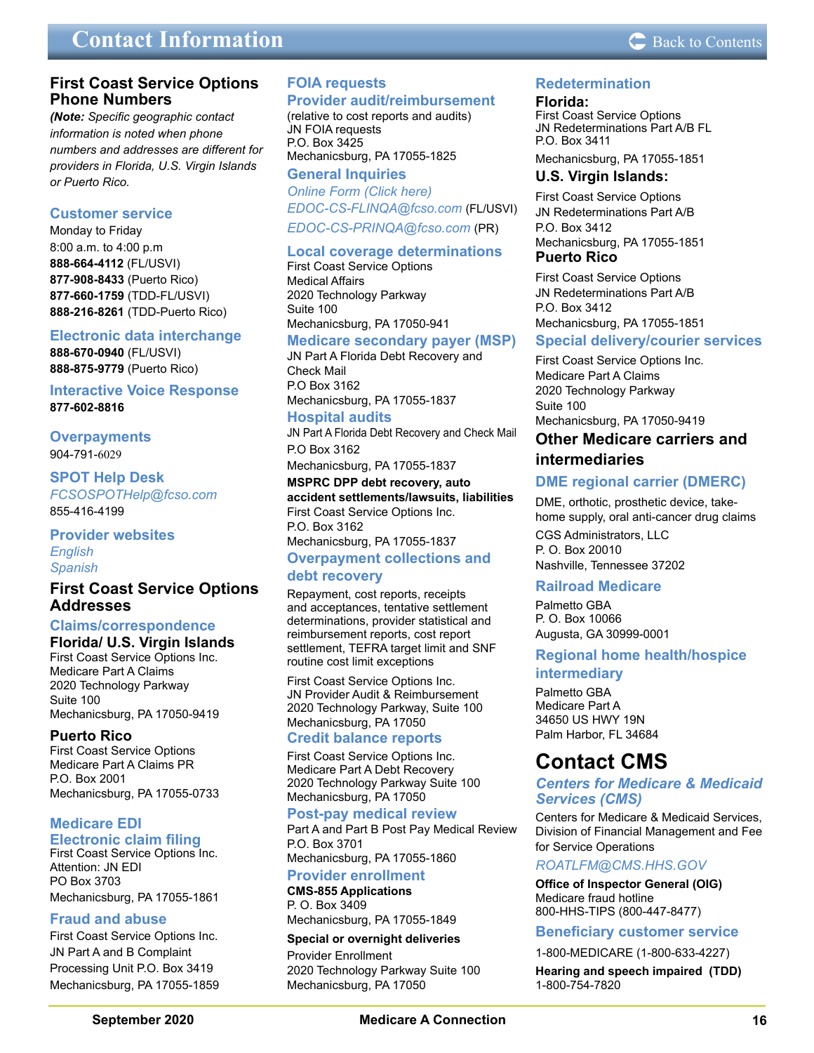# Contact Information

Back to Contents

## First Coast Service Options Phone Numbers

***(Note:** Specific geographic contact information is noted when phone numbers and addresses are different for providers in Florida, U.S. Virgin Islands or Puerto Rico.*

### Customer service

Monday to Friday
8:00 a.m. to 4:00 p.m
**888-664-4112** (FL/USVI)
**877-908-8433** (Puerto Rico)
**877-660-1759** (TDD-FL/USVI)
**888-216-8261** (TDD-Puerto Rico)

### Electronic data interchange

**888-670-0940** (FL/USVI)
**888-875-9779** (Puerto Rico)

### Interactive Voice Response

**877-602-8816**

### Overpayments

904-791-6029

### SPOT Help Desk

*FCSOSPOTHelp@fcso.com*
855-416-4199

### Provider websites

*English*
*Spanish*

## First Coast Service Options Addresses

### Claims/correspondence

**Florida/ U.S. Virgin Islands**
First Coast Service Options Inc.
Medicare Part A Claims
2020 Technology Parkway
Suite 100
Mechanicsburg, PA 17050-9419

**Puerto Rico**
First Coast Service Options
Medicare Part A Claims PR
P.O. Box 2001
Mechanicsburg, PA 17055-0733

### Medicare EDI
### Electronic claim filing

First Coast Service Options Inc.
Attention: JN EDI
PO Box 3703
Mechanicsburg, PA 17055-1861

### Fraud and abuse

First Coast Service Options Inc.
JN Part A and B Complaint Processing Unit P.O. Box 3419
Mechanicsburg, PA 17055-1859

### FOIA requests
### Provider audit/reimbursement

(relative to cost reports and audits)
JN FOIA requests
P.O. Box 3425
Mechanicsburg, PA 17055-1825

### General Inquiries

*Online Form (Click here)*
*EDOC-CS-FLINQA@fcso.com* (FL/USVI)
*EDOC-CS-PRINQA@fcso.com* (PR)

### Local coverage determinations

First Coast Service Options
Medical Affairs
2020 Technology Parkway
Suite 100
Mechanicsburg, PA 17050-941

### Medicare secondary payer (MSP)

JN Part A Florida Debt Recovery and Check Mail
P.O Box 3162
Mechanicsburg, PA 17055-1837

### Hospital audits

JN Part A Florida Debt Recovery and Check Mail
P.O Box 3162
Mechanicsburg, PA 17055-1837

**MSPRC DPP debt recovery, auto accident settlements/lawsuits, liabilities**
First Coast Service Options Inc.
P.O. Box 3162
Mechanicsburg, PA 17055-1837

### Overpayment collections and debt recovery

Repayment, cost reports, receipts and acceptances, tentative settlement determinations, provider statistical and reimbursement reports, cost report settlement, TEFRA target limit and SNF routine cost limit exceptions

First Coast Service Options Inc.
JN Provider Audit & Reimbursement
2020 Technology Parkway, Suite 100
Mechanicsburg, PA 17050

### Credit balance reports

First Coast Service Options Inc.
Medicare Part A Debt Recovery
2020 Technology Parkway Suite 100
Mechanicsburg, PA 17050

### Post-pay medical review

Part A and Part B Post Pay Medical Review
P.O. Box 3701
Mechanicsburg, PA 17055-1860

### Provider enrollment

**CMS-855 Applications**
P. O. Box 3409
Mechanicsburg, PA 17055-1849

**Special or overnight deliveries**
Provider Enrollment
2020 Technology Parkway Suite 100
Mechanicsburg, PA 17050

### Redetermination

**Florida:**
First Coast Service Options
JN Redeterminations Part A/B FL
P.O. Box 3411
Mechanicsburg, PA 17055-1851

**U.S. Virgin Islands:**
First Coast Service Options
JN Redeterminations Part A/B
P.O. Box 3412
Mechanicsburg, PA 17055-1851

**Puerto Rico**
First Coast Service Options
JN Redeterminations Part A/B
P.O. Box 3412
Mechanicsburg, PA 17055-1851

### Special delivery/courier services

First Coast Service Options Inc.
Medicare Part A Claims
2020 Technology Parkway
Suite 100
Mechanicsburg, PA 17050-9419

## Other Medicare carriers and intermediaries

### DME regional carrier (DMERC)

DME, orthotic, prosthetic device, take-home supply, oral anti-cancer drug claims
CGS Administrators, LLC
P. O. Box 20010
Nashville, Tennessee 37202

### Railroad Medicare

Palmetto GBA
P. O. Box 10066
Augusta, GA 30999-0001

### Regional home health/hospice intermediary

Palmetto GBA
Medicare Part A
34650 US HWY 19N
Palm Harbor, FL 34684

# Contact CMS

### *Centers for Medicare & Medicaid Services (CMS)*

Centers for Medicare & Medicaid Services, Division of Financial Management and Fee for Service Operations
*ROATLFM@CMS.HHS.GOV*

**Office of Inspector General (OIG)**
Medicare fraud hotline
800-HHS-TIPS (800-447-8477)

### Beneficiary customer service

1-800-MEDICARE (1-800-633-4227)

**Hearing and speech impaired (TDD)**
1-800-754-7820